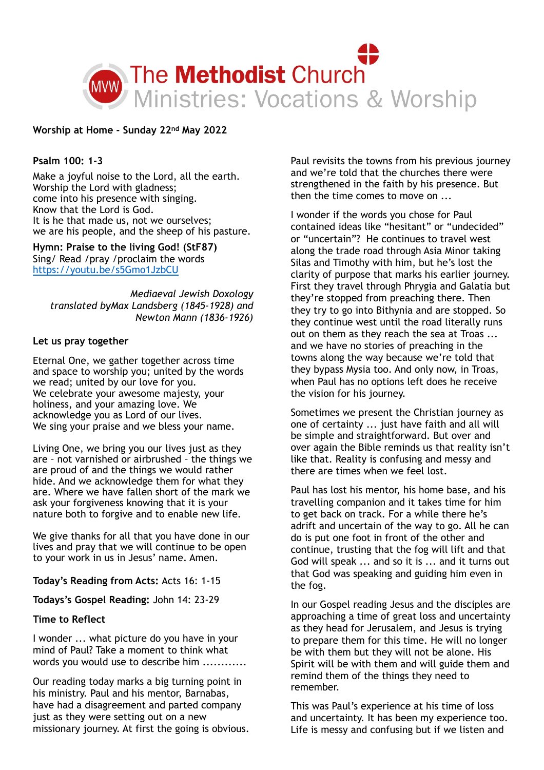The Methodist Church
Ministries: Vocations & Worship

**Worship at Home - Sunday 22nd May 2022**

**Psalm 100: 1-3**

Make a joyful noise to the Lord, all the earth.
Worship the Lord with gladness;
come into his presence with singing.
Know that the Lord is God.
It is he that made us, not we ourselves;
we are his people, and the sheep of his pasture.

**Hymn: Praise to the living God! (StF87)**
Sing/ Read /pray /proclaim the words
https://youtu.be/s5Gmo1JzbCU

*Mediaeval Jewish Doxology*
*translated byMax Landsberg (1845-1928) and*
*Newton Mann (1836-1926)*

**Let us pray together**

Eternal One, we gather together across time and space to worship you; united by the words we read; united by our love for you.
We celebrate your awesome majesty, your holiness, and your amazing love. We acknowledge you as Lord of our lives.
We sing your praise and we bless your name.

Living One, we bring you our lives just as they are – not varnished or airbrushed – the things we are proud of and the things we would rather hide. And we acknowledge them for what they are. Where we have fallen short of the mark we ask your forgiveness knowing that it is your nature both to forgive and to enable new life.

We give thanks for all that you have done in our lives and pray that we will continue to be open to your work in us in Jesus' name. Amen.

**Today's Reading from Acts:** Acts 16: 1-15

**Todays's Gospel Reading:** John 14: 23-29

**Time to Reflect**

I wonder ... what picture do you have in your mind of Paul? Take a moment to think what words you would use to describe him ............

Our reading today marks a big turning point in his ministry. Paul and his mentor, Barnabas, have had a disagreement and parted company just as they were setting out on a new missionary journey. At first the going is obvious. Paul revisits the towns from his previous journey and we're told that the churches there were strengthened in the faith by his presence. But then the time comes to move on ...

I wonder if the words you chose for Paul contained ideas like "hesitant" or "undecided" or "uncertain"? He continues to travel west along the trade road through Asia Minor taking Silas and Timothy with him, but he's lost the clarity of purpose that marks his earlier journey. First they travel through Phrygia and Galatia but they're stopped from preaching there. Then they try to go into Bithynia and are stopped. So they continue west until the road literally runs out on them as they reach the sea at Troas ... and we have no stories of preaching in the towns along the way because we're told that they bypass Mysia too. And only now, in Troas, when Paul has no options left does he receive the vision for his journey.

Sometimes we present the Christian journey as one of certainty ... just have faith and all will be simple and straightforward. But over and over again the Bible reminds us that reality isn't like that. Reality is confusing and messy and there are times when we feel lost.

Paul has lost his mentor, his home base, and his travelling companion and it takes time for him to get back on track. For a while there he's adrift and uncertain of the way to go. All he can do is put one foot in front of the other and continue, trusting that the fog will lift and that God will speak ... and so it is ... and it turns out that God was speaking and guiding him even in the fog.

In our Gospel reading Jesus and the disciples are approaching a time of great loss and uncertainty as they head for Jerusalem, and Jesus is trying to prepare them for this time. He will no longer be with them but they will not be alone. His Spirit will be with them and will guide them and remind them of the things they need to remember.

This was Paul's experience at his time of loss and uncertainty. It has been my experience too. Life is messy and confusing but if we listen and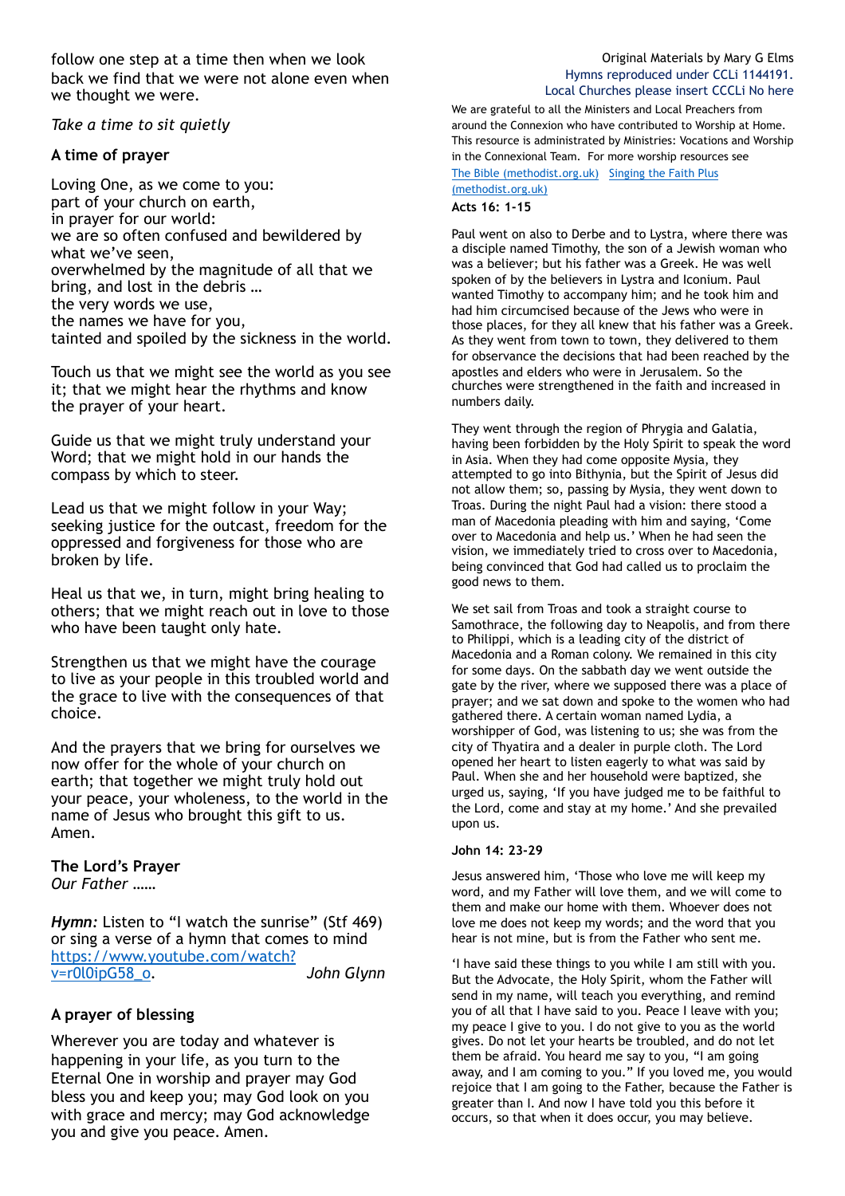follow one step at a time then when we look back we find that we were not alone even when we thought we were.

*Take a time to sit quietly*

**A time of prayer**

Loving One, as we come to you:
part of your church on earth,
in prayer for our world:
we are so often confused and bewildered by what we've seen,
overwhelmed by the magnitude of all that we bring, and lost in the debris …
the very words we use,
the names we have for you,
tainted and spoiled by the sickness in the world.

Touch us that we might see the world as you see it; that we might hear the rhythms and know the prayer of your heart.

Guide us that we might truly understand your Word; that we might hold in our hands the compass by which to steer.

Lead us that we might follow in your Way; seeking justice for the outcast, freedom for the oppressed and forgiveness for those who are broken by life.

Heal us that we, in turn, might bring healing to others; that we might reach out in love to those who have been taught only hate.

Strengthen us that we might have the courage to live as your people in this troubled world and the grace to live with the consequences of that choice.

And the prayers that we bring for ourselves we now offer for the whole of your church on earth; that together we might truly hold out your peace, your wholeness, to the world in the name of Jesus who brought this gift to us.
Amen.

**The Lord's Prayer**
*Our Father ……*

***Hymn:*** Listen to "I watch the sunrise" (Stf 469) or sing a verse of a hymn that comes to mind https://www.youtube.com/watch?v=r0l0ipG58_o. *John Glynn*

**A prayer of blessing**

Wherever you are today and whatever is happening in your life, as you turn to the Eternal One in worship and prayer may God bless you and keep you; may God look on you with grace and mercy; may God acknowledge you and give you peace. Amen.

Original Materials by Mary G Elms
Hymns reproduced under CCLi 1144191.
Local Churches please insert CCCLi No here

We are grateful to all the Ministers and Local Preachers from around the Connexion who have contributed to Worship at Home. This resource is administrated by Ministries: Vocations and Worship in the Connexional Team. For more worship resources see The Bible (methodist.org.uk) Singing the Faith Plus (methodist.org.uk)

**Acts 16: 1-15**

Paul went on also to Derbe and to Lystra, where there was a disciple named Timothy, the son of a Jewish woman who was a believer; but his father was a Greek. He was well spoken of by the believers in Lystra and Iconium. Paul wanted Timothy to accompany him; and he took him and had him circumcised because of the Jews who were in those places, for they all knew that his father was a Greek. As they went from town to town, they delivered to them for observance the decisions that had been reached by the apostles and elders who were in Jerusalem. So the churches were strengthened in the faith and increased in numbers daily.

They went through the region of Phrygia and Galatia, having been forbidden by the Holy Spirit to speak the word in Asia. When they had come opposite Mysia, they attempted to go into Bithynia, but the Spirit of Jesus did not allow them; so, passing by Mysia, they went down to Troas. During the night Paul had a vision: there stood a man of Macedonia pleading with him and saying, 'Come over to Macedonia and help us.' When he had seen the vision, we immediately tried to cross over to Macedonia, being convinced that God had called us to proclaim the good news to them.

We set sail from Troas and took a straight course to Samothrace, the following day to Neapolis, and from there to Philippi, which is a leading city of the district of Macedonia and a Roman colony. We remained in this city for some days. On the sabbath day we went outside the gate by the river, where we supposed there was a place of prayer; and we sat down and spoke to the women who had gathered there. A certain woman named Lydia, a worshipper of God, was listening to us; she was from the city of Thyatira and a dealer in purple cloth. The Lord opened her heart to listen eagerly to what was said by Paul. When she and her household were baptized, she urged us, saying, 'If you have judged me to be faithful to the Lord, come and stay at my home.' And she prevailed upon us.

**John 14: 23-29**

Jesus answered him, 'Those who love me will keep my word, and my Father will love them, and we will come to them and make our home with them. Whoever does not love me does not keep my words; and the word that you hear is not mine, but is from the Father who sent me.

'I have said these things to you while I am still with you. But the Advocate, the Holy Spirit, whom the Father will send in my name, will teach you everything, and remind you of all that I have said to you. Peace I leave with you; my peace I give to you. I do not give to you as the world gives. Do not let your hearts be troubled, and do not let them be afraid. You heard me say to you, "I am going away, and I am coming to you." If you loved me, you would rejoice that I am going to the Father, because the Father is greater than I. And now I have told you this before it occurs, so that when it does occur, you may believe.